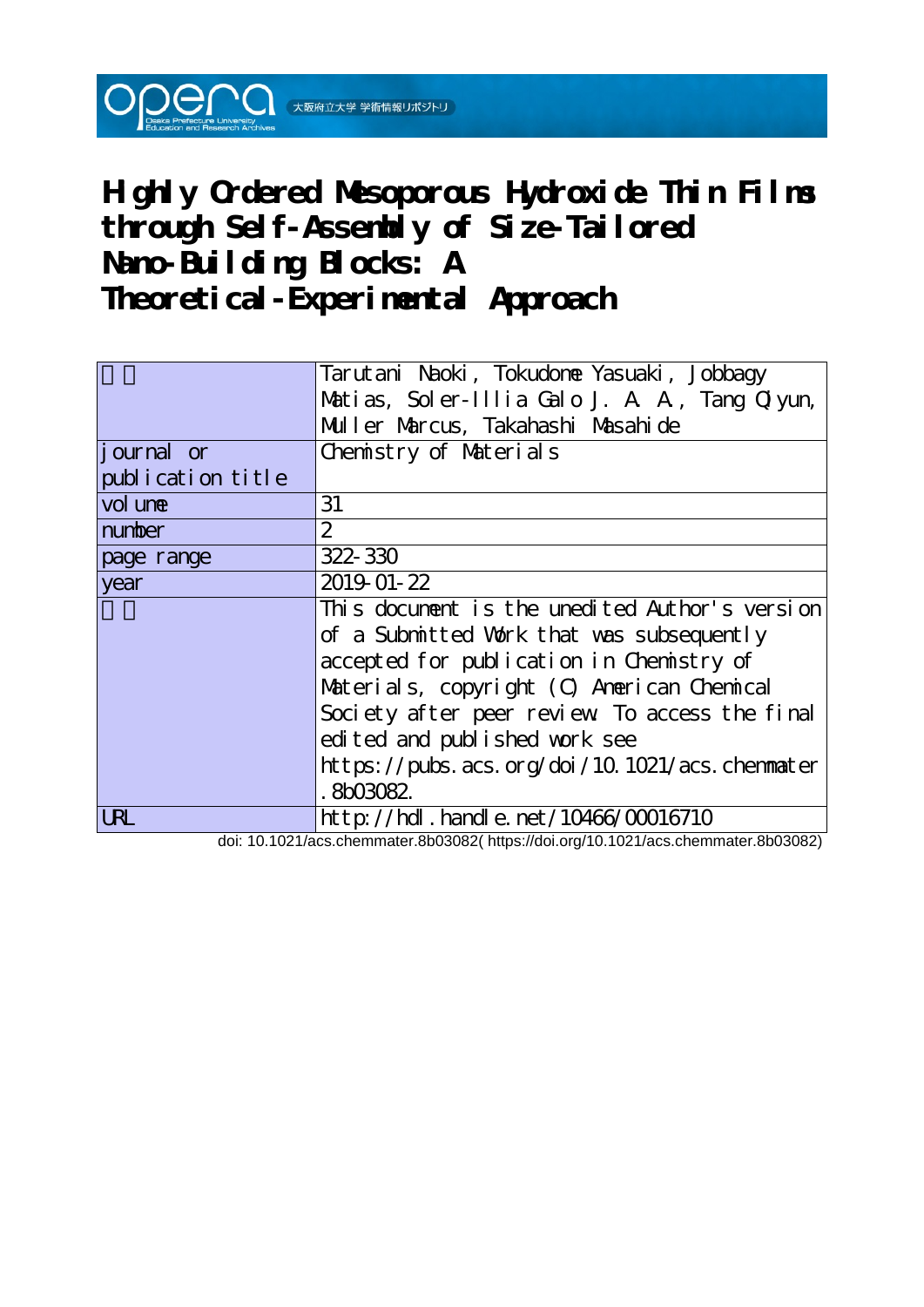# Highly Ordered Mesoporous Hydroxide Thin Films through Self-Assembly of Size-Tailored Nano-Building Blocks: A Theoretical-Experimental Approach

| | |
|---|---|
| 著者 | Tarutani Naoki, Tokudome Yasuaki, Jobbagy Matias, Soler-Illia Galo J. A. A., Tang Qiyun, Muller Marcus, Takahashi Masahide |
| journal or publication title | Chemistry of Materials |
| volume | 31 |
| number | 2 |
| page range | 322-330 |
| year | 2019-01-22 |
| 権利 | This document is the unedited Author's version of a Submitted Work that was subsequently accepted for publication in Chemistry of Materials, copyright (C) American Chemical Society after peer review. To access the final edited and published work see https://pubs.acs.org/doi/10.1021/acs.chemmater.8b03082. |
| URL | http://hdl.handle.net/10466/00016710 |

doi: 10.1021/acs.chemmater.8b03082( https://doi.org/10.1021/acs.chemmater.8b03082)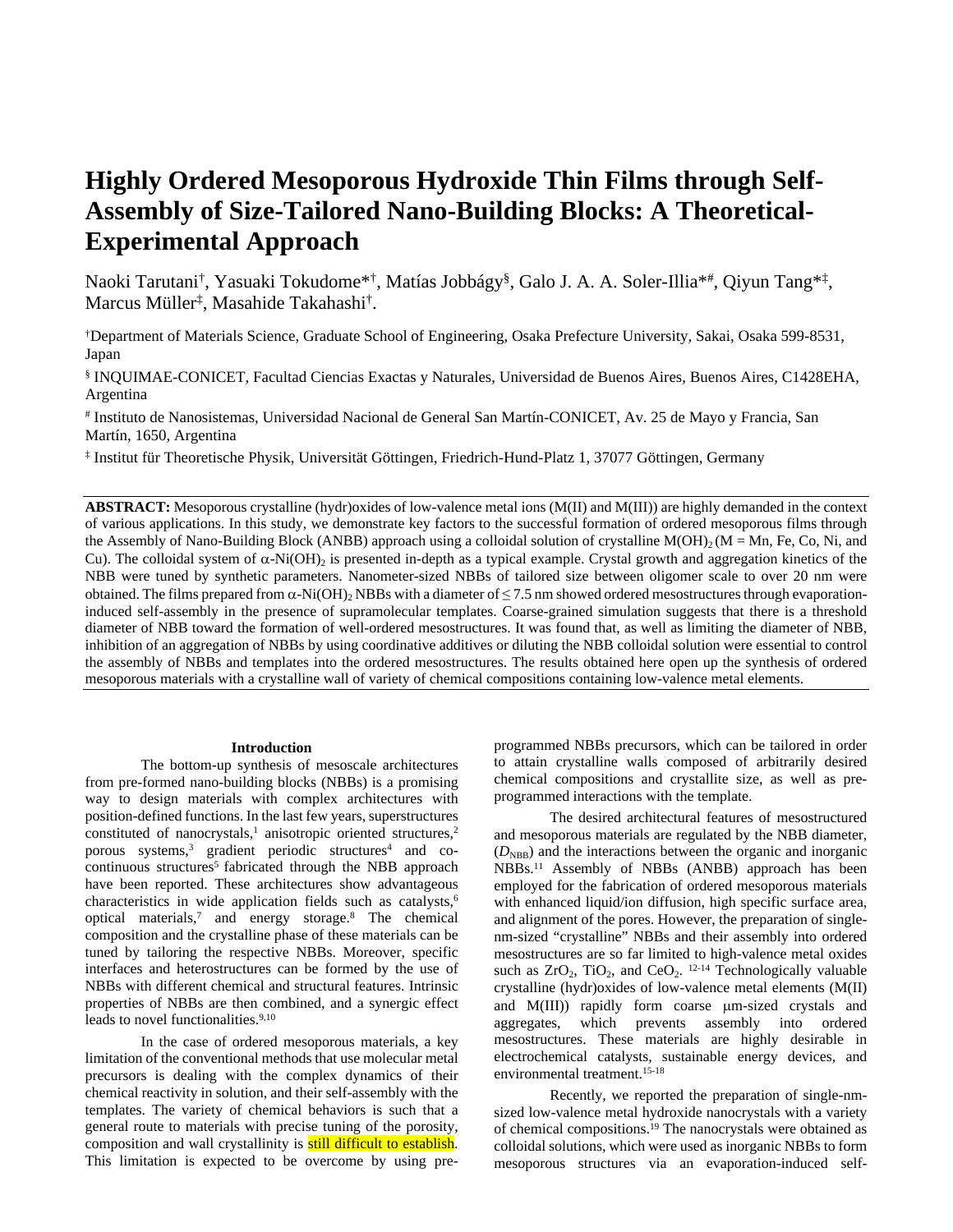# Highly Ordered Mesoporous Hydroxide Thin Films through Self-Assembly of Size-Tailored Nano-Building Blocks: A Theoretical-Experimental Approach

Naoki Tarutani[†], Yasuaki Tokudome*[†], Matías Jobbágy[§], Galo J. A. A. Soler-Illia*[#], Qiyun Tang*[‡], Marcus Müller[‡], Masahide Takahashi[†].

[†]Department of Materials Science, Graduate School of Engineering, Osaka Prefecture University, Sakai, Osaka 599-8531, Japan

[§] INQUIMAE-CONICET, Facultad Ciencias Exactas y Naturales, Universidad de Buenos Aires, Buenos Aires, C1428EHA, Argentina

[#] Instituto de Nanosistemas, Universidad Nacional de General San Martín-CONICET, Av. 25 de Mayo y Francia, San Martín, 1650, Argentina

[‡] Institut für Theoretische Physik, Universität Göttingen, Friedrich-Hund-Platz 1, 37077 Göttingen, Germany

**ABSTRACT:** Mesoporous crystalline (hydr)oxides of low-valence metal ions (M(II) and M(III)) are highly demanded in the context of various applications. In this study, we demonstrate key factors to the successful formation of ordered mesoporous films through the Assembly of Nano-Building Block (ANBB) approach using a colloidal solution of crystalline $M(OH)_2$ (M = Mn, Fe, Co, Ni, and Cu). The colloidal system of $\alpha$-$Ni(OH)_2$ is presented in-depth as a typical example. Crystal growth and aggregation kinetics of the NBB were tuned by synthetic parameters. Nanometer-sized NBBs of tailored size between oligomer scale to over 20 nm were obtained. The films prepared from $\alpha$-$Ni(OH)_2$ NBBs with a diameter of $\leq 7.5$ nm showed ordered mesostructures through evaporation-induced self-assembly in the presence of supramolecular templates. Coarse-grained simulation suggests that there is a threshold diameter of NBB toward the formation of well-ordered mesostructures. It was found that, as well as limiting the diameter of NBB, inhibition of an aggregation of NBBs by using coordinative additives or diluting the NBB colloidal solution were essential to control the assembly of NBBs and templates into the ordered mesostructures. The results obtained here open up the synthesis of ordered mesoporous materials with a crystalline wall of variety of chemical compositions containing low-valence metal elements.

## Introduction

The bottom-up synthesis of mesoscale architectures from pre-formed nano-building blocks (NBBs) is a promising way to design materials with complex architectures with position-defined functions. In the last few years, superstructures constituted of nanocrystals,[1] anisotropic oriented structures,[2] porous systems,[3] gradient periodic structures[4] and co-continuous structures[5] fabricated through the NBB approach have been reported. These architectures show advantageous characteristics in wide application fields such as catalysts,[6] optical materials,[7] and energy storage.[8] The chemical composition and the crystalline phase of these materials can be tuned by tailoring the respective NBBs. Moreover, specific interfaces and heterostructures can be formed by the use of NBBs with different chemical and structural features. Intrinsic properties of NBBs are then combined, and a synergic effect leads to novel functionalities.[9,10]

In the case of ordered mesoporous materials, a key limitation of the conventional methods that use molecular metal precursors is dealing with the complex dynamics of their chemical reactivity in solution, and their self-assembly with the templates. The variety of chemical behaviors is such that a general route to materials with precise tuning of the porosity, composition and wall crystallinity is still difficult to establish. This limitation is expected to be overcome by using pre-programmed NBBs precursors, which can be tailored in order to attain crystalline walls composed of arbitrarily desired chemical compositions and crystallite size, as well as pre-programmed interactions with the template.

The desired architectural features of mesostructured and mesoporous materials are regulated by the NBB diameter, ($D_{NBB}$) and the interactions between the organic and inorganic NBBs.[11] Assembly of NBBs (ANBB) approach has been employed for the fabrication of ordered mesoporous materials with enhanced liquid/ion diffusion, high specific surface area, and alignment of the pores. However, the preparation of single-nm-sized "crystalline" NBBs and their assembly into ordered mesostructures are so far limited to high-valence metal oxides such as $ZrO_2$, $TiO_2$, and $CeO_2$.[12-14] Technologically valuable crystalline (hydr)oxides of low-valence metal elements (M(II) and M(III)) rapidly form coarse μm-sized crystals and aggregates, which prevents assembly into ordered mesostructures. These materials are highly desirable in electrochemical catalysts, sustainable energy devices, and environmental treatment.[15-18]

Recently, we reported the preparation of single-nm-sized low-valence metal hydroxide nanocrystals with a variety of chemical compositions.[19] The nanocrystals were obtained as colloidal solutions, which were used as inorganic NBBs to form mesoporous structures via an evaporation-induced self-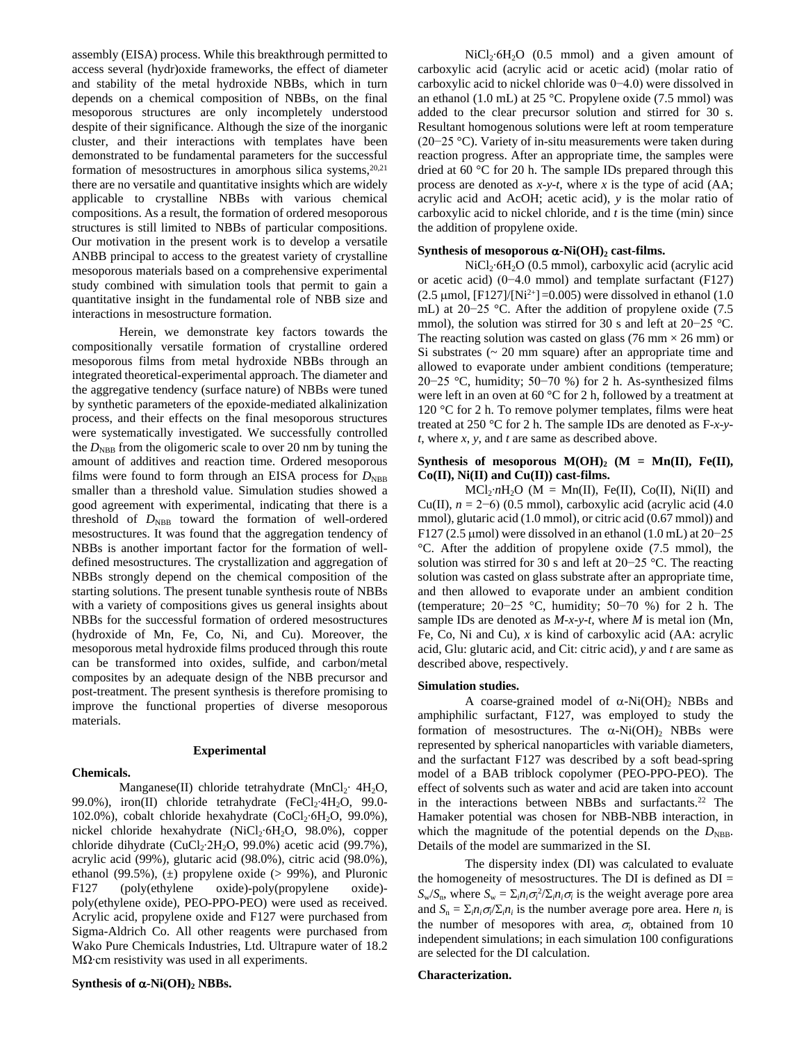assembly (EISA) process. While this breakthrough permitted to access several (hydr)oxide frameworks, the effect of diameter and stability of the metal hydroxide NBBs, which in turn depends on a chemical composition of NBBs, on the final mesoporous structures are only incompletely understood despite of their significance. Although the size of the inorganic cluster, and their interactions with templates have been demonstrated to be fundamental parameters for the successful formation of mesostructures in amorphous silica systems,[20,21] there are no versatile and quantitative insights which are widely applicable to crystalline NBBs with various chemical compositions. As a result, the formation of ordered mesoporous structures is still limited to NBBs of particular compositions. Our motivation in the present work is to develop a versatile ANBB principal to access to the greatest variety of crystalline mesoporous materials based on a comprehensive experimental study combined with simulation tools that permit to gain a quantitative insight in the fundamental role of NBB size and interactions in mesostructure formation.

Herein, we demonstrate key factors towards the compositionally versatile formation of crystalline ordered mesoporous films from metal hydroxide NBBs through an integrated theoretical-experimental approach. The diameter and the aggregative tendency (surface nature) of NBBs were tuned by synthetic parameters of the epoxide-mediated alkalinization process, and their effects on the final mesoporous structures were systematically investigated. We successfully controlled the $D_{NBB}$ from the oligomeric scale to over 20 nm by tuning the amount of additives and reaction time. Ordered mesoporous films were found to form through an EISA process for $D_{NBB}$ smaller than a threshold value. Simulation studies showed a good agreement with experimental, indicating that there is a threshold of $D_{NBB}$ toward the formation of well-ordered mesostructures. It was found that the aggregation tendency of NBBs is another important factor for the formation of well-defined mesostructures. The crystallization and aggregation of NBBs strongly depend on the chemical composition of the starting solutions. The present tunable synthesis route of NBBs with a variety of compositions gives us general insights about NBBs for the successful formation of ordered mesostructures (hydroxide of Mn, Fe, Co, Ni, and Cu). Moreover, the mesoporous metal hydroxide films produced through this route can be transformed into oxides, sulfide, and carbon/metal composites by an adequate design of the NBB precursor and post-treatment. The present synthesis is therefore promising to improve the functional properties of diverse mesoporous materials.

## Experimental

**Chemicals.**

Manganese(II) chloride tetrahydrate ($MnCl_2 \cdot 4H_2O$, 99.0%), iron(II) chloride tetrahydrate ($FeCl_2 \cdot 4H_2O$, 99.0-102.0%), cobalt chloride hexahydrate ($CoCl_2 \cdot 6H_2O$, 99.0%), nickel chloride hexahydrate ($NiCl_2 \cdot 6H_2O$, 98.0%), copper chloride dihydrate ($CuCl_2 \cdot 2H_2O$, 99.0%) acetic acid (99.7%), acrylic acid (99%), glutaric acid (98.0%), citric acid (98.0%), ethanol (99.5%), (±) propylene oxide (> 99%), and Pluronic F127 (poly(ethylene oxide)-poly(propylene oxide)-poly(ethylene oxide), PEO-PPO-PEO) were used as received. Acrylic acid, propylene oxide and F127 were purchased from Sigma-Aldrich Co. All other reagents were purchased from Wako Pure Chemicals Industries, Ltd. Ultrapure water of 18.2 MΩ·cm resistivity was used in all experiments.

**Synthesis of α-$Ni(OH)_2$ NBBs.**

$NiCl_2 \cdot 6H_2O$ (0.5 mmol) and a given amount of carboxylic acid (acrylic acid or acetic acid) (molar ratio of carboxylic acid to nickel chloride was 0−4.0) were dissolved in an ethanol (1.0 mL) at 25 °C. Propylene oxide (7.5 mmol) was added to the clear precursor solution and stirred for 30 s. Resultant homogenous solutions were left at room temperature (20−25 °C). Variety of in-situ measurements were taken during reaction progress. After an appropriate time, the samples were dried at 60 °C for 20 h. The sample IDs prepared through this process are denoted as *x*-*y*-*t*, where *x* is the type of acid (AA; acrylic acid and AcOH; acetic acid), *y* is the molar ratio of carboxylic acid to nickel chloride, and *t* is the time (min) since the addition of propylene oxide.

**Synthesis of mesoporous α-$Ni(OH)_2$ cast-films.**

$NiCl_2 \cdot 6H_2O$ (0.5 mmol), carboxylic acid (acrylic acid or acetic acid) (0−4.0 mmol) and template surfactant (F127) (2.5 μmol, [F127]/[$Ni^{2+}$] =0.005) were dissolved in ethanol (1.0 mL) at 20−25 °C. After the addition of propylene oxide (7.5 mmol), the solution was stirred for 30 s and left at 20−25 °C. The reacting solution was casted on glass (76 mm × 26 mm) or Si substrates (~ 20 mm square) after an appropriate time and allowed to evaporate under ambient conditions (temperature; 20−25 °C, humidity; 50−70 %) for 2 h. As-synthesized films were left in an oven at 60 °C for 2 h, followed by a treatment at 120 °C for 2 h. To remove polymer templates, films were heat treated at 250 °C for 2 h. The sample IDs are denoted as F-*x*-*y*-*t*, where *x*, *y*, and *t* are same as described above.

**Synthesis of mesoporous $M(OH)_2$ (M = Mn(II), Fe(II), Co(II), Ni(II) and Cu(II)) cast-films.**

$MCl_2 \cdot nH_2O$ (M = Mn(II), Fe(II), Co(II), Ni(II) and Cu(II), *n* = 2−6) (0.5 mmol), carboxylic acid (acrylic acid (4.0 mmol), glutaric acid (1.0 mmol), or citric acid (0.67 mmol)) and F127 (2.5 μmol) were dissolved in an ethanol (1.0 mL) at 20−25 °C. After the addition of propylene oxide (7.5 mmol), the solution was stirred for 30 s and left at 20−25 °C. The reacting solution was casted on glass substrate after an appropriate time, and then allowed to evaporate under an ambient condition (temperature; 20−25 °C, humidity; 50−70 %) for 2 h. The sample IDs are denoted as *M*-*x*-*y*-*t*, where *M* is metal ion (Mn, Fe, Co, Ni and Cu), *x* is kind of carboxylic acid (AA: acrylic acid, Glu: glutaric acid, and Cit: citric acid), *y* and *t* are same as described above, respectively.

**Simulation studies.**

A coarse-grained model of α-$Ni(OH)_2$ NBBs and amphiphilic surfactant, F127, was employed to study the formation of mesostructures. The α-$Ni(OH)_2$ NBBs were represented by spherical nanoparticles with variable diameters, and the surfactant F127 was described by a soft bead-spring model of a BAB triblock copolymer (PEO-PPO-PEO). The effect of solvents such as water and acid are taken into account in the interactions between NBBs and surfactants.[22] The Hamaker potential was chosen for NBB-NBB interaction, in which the magnitude of the potential depends on the $D_{NBB}$. Details of the model are summarized in the SI.

The dispersity index (DI) was calculated to evaluate the homogeneity of mesostructures. The DI is defined as DI = $S_w/S_n$, where $S_w = \Sigma_i n_i \sigma_i^2 / \Sigma_i n_i \sigma_i$ is the weight average pore area and $S_n = \Sigma_i n_i \sigma_i / \Sigma_i n_i$ is the number average pore area. Here $n_i$ is the number of mesopores with area, $\sigma_i$, obtained from 10 independent simulations; in each simulation 100 configurations are selected for the DI calculation.

**Characterization.**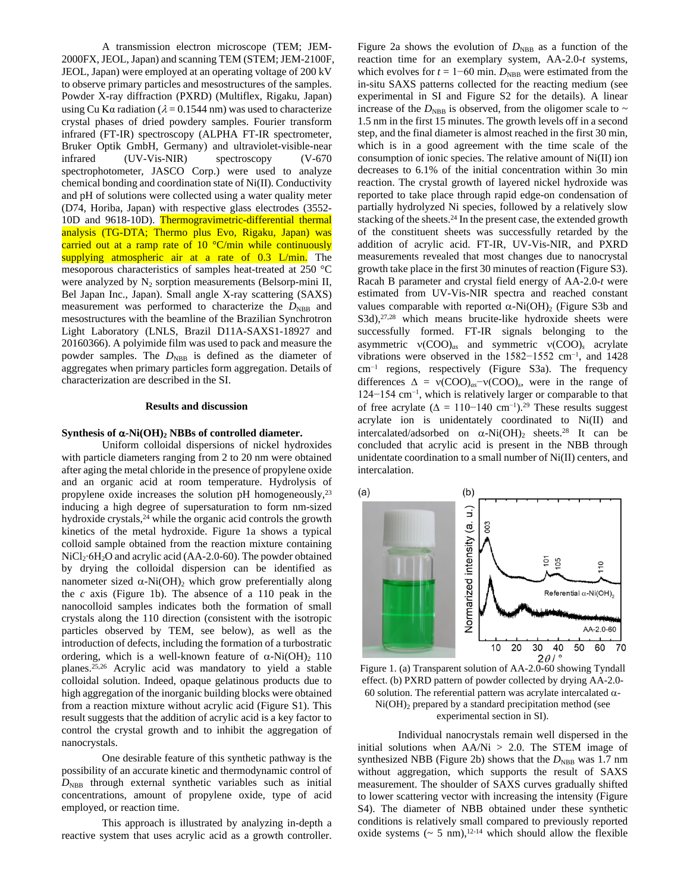A transmission electron microscope (TEM; JEM-2000FX, JEOL, Japan) and scanning TEM (STEM; JEM-2100F, JEOL, Japan) were employed at an operating voltage of 200 kV to observe primary particles and mesostructures of the samples. Powder X-ray diffraction (PXRD) (Multiflex, Rigaku, Japan) using Cu Kα radiation ($\lambda = 0.1544$ nm) was used to characterize crystal phases of dried powdery samples. Fourier transform infrared (FT-IR) spectroscopy (ALPHA FT-IR spectrometer, Bruker Optik GmbH, Germany) and ultraviolet-visible-near infrared (UV-Vis-NIR) spectroscopy (V-670 spectrophotometer, JASCO Corp.) were used to analyze chemical bonding and coordination state of Ni(II). Conductivity and pH of solutions were collected using a water quality meter (D74, Horiba, Japan) with respective glass electrodes (3552-10D and 9618-10D). Thermogravimetric-differential thermal analysis (TG-DTA; Thermo plus Evo, Rigaku, Japan) was carried out at a ramp rate of 10 °C/min while continuously supplying atmospheric air at a rate of 0.3 L/min. The mesoporous characteristics of samples heat-treated at 250 °C were analyzed by $N_2$ sorption measurements (Belsorp-mini II, Bel Japan Inc., Japan). Small angle X-ray scattering (SAXS) measurement was performed to characterize the $D_{NBB}$ and mesostructures with the beamline of the Brazilian Synchrotron Light Laboratory (LNLS, Brazil D11A-SAXS1-18927 and 20160366). A polyimide film was used to pack and measure the powder samples. The $D_{NBB}$ is defined as the diameter of aggregates when primary particles form aggregation. Details of characterization are described in the SI.

## Results and discussion

### Synthesis of α-$Ni(OH)_2$ NBBs of controlled diameter.

Uniform colloidal dispersions of nickel hydroxides with particle diameters ranging from 2 to 20 nm were obtained after aging the metal chloride in the presence of propylene oxide and an organic acid at room temperature. Hydrolysis of propylene oxide increases the solution pH homogeneously,[23] inducing a high degree of supersaturation to form nm-sized hydroxide crystals,[24] while the organic acid controls the growth kinetics of the metal hydroxide. Figure 1a shows a typical colloid sample obtained from the reaction mixture containing $NiCl_2{\cdot}6H_2O$ and acrylic acid (AA-2.0-60). The powder obtained by drying the colloidal dispersion can be identified as nanometer sized α-$Ni(OH)_2$ which grow preferentially along the *c* axis (Figure 1b). The absence of a 110 peak in the nanocolloid samples indicates both the formation of small crystals along the 110 direction (consistent with the isotropic particles observed by TEM, see below), as well as the introduction of defects, including the formation of a turbostratic ordering, which is a well-known feature of α-$Ni(OH)_2$ 110 planes.[25,26] Acrylic acid was mandatory to yield a stable colloidal solution. Indeed, opaque gelatinous products due to high aggregation of the inorganic building blocks were obtained from a reaction mixture without acrylic acid (Figure S1). This result suggests that the addition of acrylic acid is a key factor to control the crystal growth and to inhibit the aggregation of nanocrystals.

One desirable feature of this synthetic pathway is the possibility of an accurate kinetic and thermodynamic control of $D_{NBB}$ through external synthetic variables such as initial concentrations, amount of propylene oxide, type of acid employed, or reaction time.

This approach is illustrated by analyzing in-depth a reactive system that uses acrylic acid as a growth controller. Figure 2a shows the evolution of $D_{NBB}$ as a function of the reaction time for an exemplary system, AA-2.0-*t* systems, which evolves for $t = 1-60$ min. $D_{NBB}$ were estimated from the in-situ SAXS patterns collected for the reacting medium (see experimental in SI and Figure S2 for the details). A linear increase of the $D_{NBB}$ is observed, from the oligomer scale to ~ 1.5 nm in the first 15 minutes. The growth levels off in a second step, and the final diameter is almost reached in the first 30 min, which is in a good agreement with the time scale of the consumption of ionic species. The relative amount of Ni(II) ion decreases to 6.1% of the initial concentration within 3o min reaction. The crystal growth of layered nickel hydroxide was reported to take place through rapid edge-on condensation of partially hydrolyzed Ni species, followed by a relatively slow stacking of the sheets.[24] In the present case, the extended growth of the constituent sheets was successfully retarded by the addition of acrylic acid. FT-IR, UV-Vis-NIR, and PXRD measurements revealed that most changes due to nanocrystal growth take place in the first 30 minutes of reaction (Figure S3). Racah B parameter and crystal field energy of AA-2.0-*t* were estimated from UV-Vis-NIR spectra and reached constant values comparable with reported α-$Ni(OH)_2$ (Figure S3b and S3d),[27,28] which means brucite-like hydroxide sheets were successfully formed. FT-IR signals belonging to the asymmetric $\nu(COO)_{as}$ and symmetric $\nu(COO)_s$ acrylate vibrations were observed in the 1582−1552 $cm^{-1}$, and 1428 $cm^{-1}$ regions, respectively (Figure S3a). The frequency differences $\Delta = \nu(COO)_{as}-\nu(COO)_s$, were in the range of 124−154 $cm^{-1}$, which is relatively larger or comparable to that of free acrylate ($\Delta = 110-140$ $cm^{-1}$).[29] These results suggest acrylate ion is unidentately coordinated to Ni(II) and intercalated/adsorbed on α-$Ni(OH)_2$ sheets.[28] It can be concluded that acrylic acid is present in the NBB through unidentate coordination to a small number of Ni(II) centers, and intercalation.

Figure 1. (a) Transparent solution of AA-2.0-60 showing Tyndall effect. (b) PXRD pattern of powder collected by drying AA-2.0-60 solution. The referential pattern was acrylate intercalated α-$Ni(OH)_2$ prepared by a standard precipitation method (see experimental section in SI).

Individual nanocrystals remain well dispersed in the initial solutions when AA/Ni > 2.0. The STEM image of synthesized NBB (Figure 2b) shows that the $D_{NBB}$ was 1.7 nm without aggregation, which supports the result of SAXS measurement. The shoulder of SAXS curves gradually shifted to lower scattering vector with increasing the intensity (Figure S4). The diameter of NBB obtained under these synthetic conditions is relatively small compared to previously reported oxide systems (~ 5 nm),[12-14] which should allow the flexible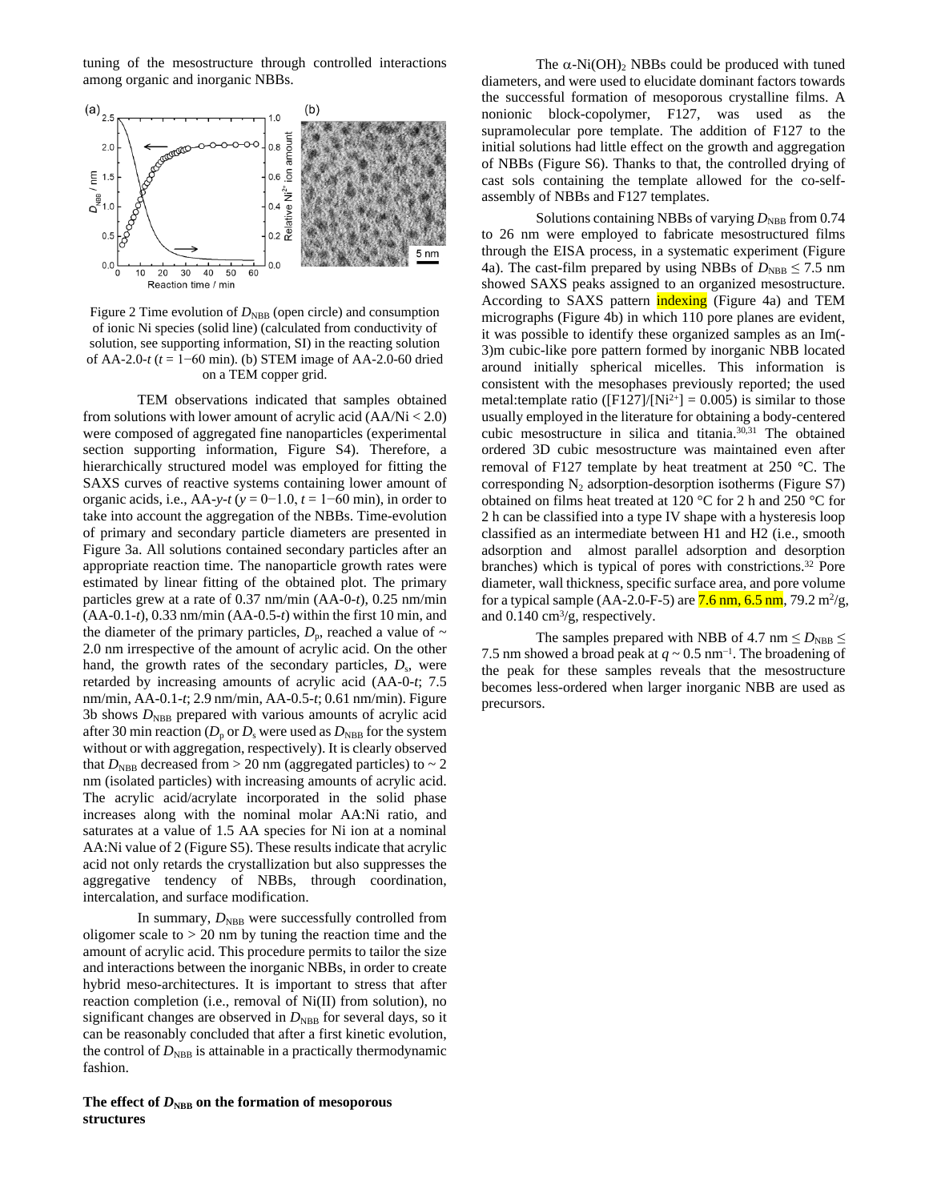tuning of the mesostructure through controlled interactions among organic and inorganic NBBs.

Figure 2 Time evolution of $D_{NBB}$ (open circle) and consumption of ionic Ni species (solid line) (calculated from conductivity of solution, see supporting information, SI) in the reacting solution of AA-2.0-*t* (*t* = 1−60 min). (b) STEM image of AA-2.0-60 dried on a TEM copper grid.

TEM observations indicated that samples obtained from solutions with lower amount of acrylic acid (AA/Ni < 2.0) were composed of aggregated fine nanoparticles (experimental section supporting information, Figure S4). Therefore, a hierarchically structured model was employed for fitting the SAXS curves of reactive systems containing lower amount of organic acids, i.e., AA-*y*-*t* (*y* = 0−1.0, *t* = 1−60 min), in order to take into account the aggregation of the NBBs. Time-evolution of primary and secondary particle diameters are presented in Figure 3a. All solutions contained secondary particles after an appropriate reaction time. The nanoparticle growth rates were estimated by linear fitting of the obtained plot. The primary particles grew at a rate of 0.37 nm/min (AA-0-*t*), 0.25 nm/min (AA-0.1-*t*), 0.33 nm/min (AA-0.5-*t*) within the first 10 min, and the diameter of the primary particles, $D_p$, reached a value of ~ 2.0 nm irrespective of the amount of acrylic acid. On the other hand, the growth rates of the secondary particles, $D_s$, were retarded by increasing amounts of acrylic acid (AA-0-*t*; 7.5 nm/min, AA-0.1-*t*; 2.9 nm/min, AA-0.5-*t*; 0.61 nm/min). Figure 3b shows $D_{NBB}$ prepared with various amounts of acrylic acid after 30 min reaction ($D_p$ or $D_s$ were used as $D_{NBB}$ for the system without or with aggregation, respectively). It is clearly observed that $D_{NBB}$ decreased from > 20 nm (aggregated particles) to ~ 2 nm (isolated particles) with increasing amounts of acrylic acid. The acrylic acid/acrylate incorporated in the solid phase increases along with the nominal molar AA:Ni ratio, and saturates at a value of 1.5 AA species for Ni ion at a nominal AA:Ni value of 2 (Figure S5). These results indicate that acrylic acid not only retards the crystallization but also suppresses the aggregative tendency of NBBs, through coordination, intercalation, and surface modification.

In summary, $D_{NBB}$ were successfully controlled from oligomer scale to > 20 nm by tuning the reaction time and the amount of acrylic acid. This procedure permits to tailor the size and interactions between the inorganic NBBs, in order to create hybrid meso-architectures. It is important to stress that after reaction completion (i.e., removal of Ni(II) from solution), no significant changes are observed in $D_{NBB}$ for several days, so it can be reasonably concluded that after a first kinetic evolution, the control of $D_{NBB}$ is attainable in a practically thermodynamic fashion.

**The effect of $D_{NBB}$ on the formation of mesoporous structures**

The $\alpha$-$Ni(OH)_2$ NBBs could be produced with tuned diameters, and were used to elucidate dominant factors towards the successful formation of mesoporous crystalline films. A nonionic block-copolymer, F127, was used as the supramolecular pore template. The addition of F127 to the initial solutions had little effect on the growth and aggregation of NBBs (Figure S6). Thanks to that, the controlled drying of cast sols containing the template allowed for the co-self-assembly of NBBs and F127 templates.

Solutions containing NBBs of varying $D_{NBB}$ from 0.74 to 26 nm were employed to fabricate mesostructured films through the EISA process, in a systematic experiment (Figure 4a). The cast-film prepared by using NBBs of $D_{NBB} \leq 7.5$ nm showed SAXS peaks assigned to an organized mesostructure. According to SAXS pattern indexing (Figure 4a) and TEM micrographs (Figure 4b) in which 110 pore planes are evident, it was possible to identify these organized samples as an Im(-3)m cubic-like pore pattern formed by inorganic NBB located around initially spherical micelles. This information is consistent with the mesophases previously reported; the used metal:template ratio ([F127]/[$Ni^{2+}$] = 0.005) is similar to those usually employed in the literature for obtaining a body-centered cubic mesostructure in silica and titania.[30,31] The obtained ordered 3D cubic mesostructure was maintained even after removal of F127 template by heat treatment at 250 °C. The corresponding $N_2$ adsorption-desorption isotherms (Figure S7) obtained on films heat treated at 120 °C for 2 h and 250 °C for 2 h can be classified into a type IV shape with a hysteresis loop classified as an intermediate between H1 and H2 (i.e., smooth adsorption and almost parallel adsorption and desorption branches) which is typical of pores with constrictions.[32] Pore diameter, wall thickness, specific surface area, and pore volume for a typical sample (AA-2.0-F-5) are 7.6 nm, 6.5 nm, 79.2 $m^2$/g, and 0.140 $cm^3$/g, respectively.

The samples prepared with NBB of 4.7 nm $\leq D_{NBB} \leq$ 7.5 nm showed a broad peak at $q \sim 0.5$ $nm^{-1}$. The broadening of the peak for these samples reveals that the mesostructure becomes less-ordered when larger inorganic NBB are used as precursors.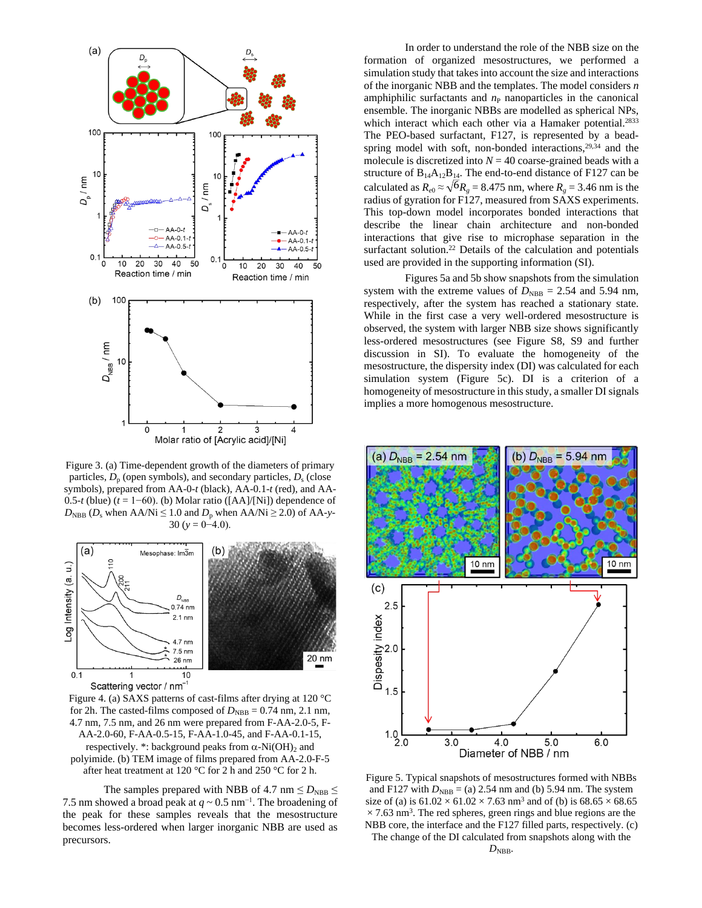Figure 3. (a) Time-dependent growth of the diameters of primary particles, $D_p$ (open symbols), and secondary particles, $D_s$ (close symbols), prepared from AA-0-$t$ (black), AA-0.1-$t$ (red), and AA-0.5-$t$ (blue) ($t$ = 1−60). (b) Molar ratio ([AA]/[Ni]) dependence of $D_{NBB}$ ($D_s$ when AA/Ni ≤ 1.0 and $D_p$ when AA/Ni ≥ 2.0) of AA-$y$-30 ($y$ = 0−4.0).

Figure 4. (a) SAXS patterns of cast-films after drying at 120 °C for 2h. The casted-films composed of $D_{NBB}$ = 0.74 nm, 2.1 nm, 4.7 nm, 7.5 nm, and 26 nm were prepared from F-AA-2.0-5, F-AA-2.0-60, F-AA-1.0-45, F-AA-0.5-15, F-AA-0.1-15, respectively. *: background peaks from α-$Ni(OH)_2$ and polyimide. (b) TEM image of films prepared from AA-2.0-F-5 after heat treatment at 120 °C for 2 h and 250 °C for 2 h.

The samples prepared with NBB of 4.7 nm ≤ $D_{NBB}$ ≤ 7.5 nm showed a broad peak at $q$ ~ 0.5 nm$^{-1}$. The broadening of the peak for these samples reveals that the mesostructure becomes less-ordered when larger inorganic NBB are used as precursors.

In order to understand the role of the NBB size on the formation of organized mesostructures, we performed a simulation study that takes into account the size and interactions of the inorganic NBB and the templates. The model considers $n$ amphiphilic surfactants and $n_P$ nanoparticles in the canonical ensemble. The inorganic NBBs are modelled as spherical NPs, which interact which each other via a Hamaker potential.[28,33] The PEO-based surfactant, F127, is represented by a bead-spring model with soft, non-bonded interactions,[29,34] and the molecule is discretized into $N$ = 40 coarse-grained beads with a structure of $B_{14}A_{12}B_{14}$. The end-to-end distance of F127 can be calculated as $R_{e0} \approx \sqrt{6}R_g$ = 8.475 nm, where $R_g$ = 3.46 nm is the radius of gyration for F127, measured from SAXS experiments. This top-down model incorporates bonded interactions that describe the linear chain architecture and non-bonded interactions that give rise to microphase separation in the surfactant solution.[22] Details of the calculation and potentials used are provided in the supporting information (SI).

Figures 5a and 5b show snapshots from the simulation system with the extreme values of $D_{NBB}$ = 2.54 and 5.94 nm, respectively, after the system has reached a stationary state. While in the first case a very well-ordered mesostructure is observed, the system with larger NBB size shows significantly less-ordered mesostructures (see Figure S8, S9 and further discussion in SI). To evaluate the homogeneity of the mesostructure, the dispersity index (DI) was calculated for each simulation system (Figure 5c). DI is a criterion of a homogeneity of mesostructure in this study, a smaller DI signals implies a more homogenous mesostructure.

Figure 5. Typical snapshots of mesostructures formed with NBBs and F127 with $D_{NBB}$ = (a) 2.54 nm and (b) 5.94 nm. The system size of (a) is 61.02 × 61.02 × 7.63 nm$^3$ and of (b) is 68.65 × 68.65 × 7.63 nm$^3$. The red spheres, green rings and blue regions are the NBB core, the interface and the F127 filled parts, respectively. (c) The change of the DI calculated from snapshots along with the $D_{NBB}$.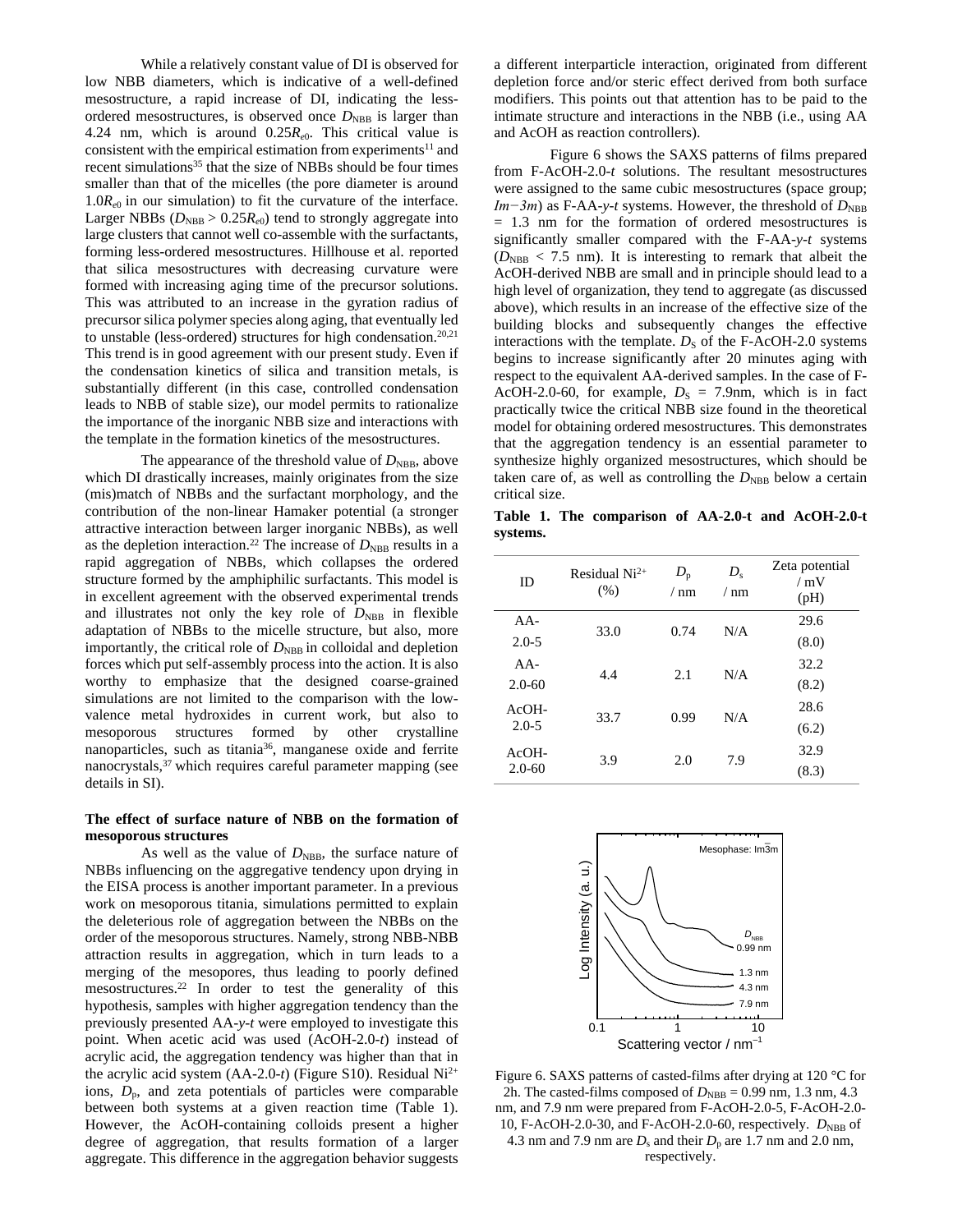While a relatively constant value of DI is observed for low NBB diameters, which is indicative of a well-defined mesostructure, a rapid increase of DI, indicating the less-ordered mesostructures, is observed once $D_{NBB}$ is larger than 4.24 nm, which is around $0.25R_{e0}$. This critical value is consistent with the empirical estimation from experiments[11] and recent simulations[35] that the size of NBBs should be four times smaller than that of the micelles (the pore diameter is around $1.0R_{e0}$ in our simulation) to fit the curvature of the interface. Larger NBBs ($D_{NBB} > 0.25R_{e0}$) tend to strongly aggregate into large clusters that cannot well co-assemble with the surfactants, forming less-ordered mesostructures. Hillhouse et al. reported that silica mesostructures with decreasing curvature were formed with increasing aging time of the precursor solutions. This was attributed to an increase in the gyration radius of precursor silica polymer species along aging, that eventually led to unstable (less-ordered) structures for high condensation.[20,21] This trend is in good agreement with our present study. Even if the condensation kinetics of silica and transition metals, is substantially different (in this case, controlled condensation leads to NBB of stable size), our model permits to rationalize the importance of the inorganic NBB size and interactions with the template in the formation kinetics of the mesostructures.

The appearance of the threshold value of $D_{NBB}$, above which DI drastically increases, mainly originates from the size (mis)match of NBBs and the surfactant morphology, and the contribution of the non-linear Hamaker potential (a stronger attractive interaction between larger inorganic NBBs), as well as the depletion interaction.[22] The increase of $D_{NBB}$ results in a rapid aggregation of NBBs, which collapses the ordered structure formed by the amphiphilic surfactants. This model is in excellent agreement with the observed experimental trends and illustrates not only the key role of $D_{NBB}$ in flexible adaptation of NBBs to the micelle structure, but also, more importantly, the critical role of $D_{NBB}$ in colloidal and depletion forces which put self-assembly process into the action. It is also worthy to emphasize that the designed coarse-grained simulations are not limited to the comparison with the low-valence metal hydroxides in current work, but also to mesoporous structures formed by other crystalline nanoparticles, such as titania[36], manganese oxide and ferrite nanocrystals,[37] which requires careful parameter mapping (see details in SI).

**The effect of surface nature of NBB on the formation of mesoporous structures**

As well as the value of $D_{NBB}$, the surface nature of NBBs influencing on the aggregative tendency upon drying in the EISA process is another important parameter. In a previous work on mesoporous titania, simulations permitted to explain the deleterious role of aggregation between the NBBs on the order of the mesoporous structures. Namely, strong NBB-NBB attraction results in aggregation, which in turn leads to a merging of the mesopores, thus leading to poorly defined mesostructures.[22] In order to test the generality of this hypothesis, samples with higher aggregation tendency than the previously presented AA-*y*-*t* were employed to investigate this point. When acetic acid was used (AcOH-2.0-*t*) instead of acrylic acid, the aggregation tendency was higher than that in the acrylic acid system (AA-2.0-*t*) (Figure S10). Residual $Ni^{2+}$ ions, $D_p$, and zeta potentials of particles were comparable between both systems at a given reaction time (Table 1). However, the AcOH-containing colloids present a higher degree of aggregation, that results formation of a larger aggregate. This difference in the aggregation behavior suggests a different interparticle interaction, originated from different depletion force and/or steric effect derived from both surface modifiers. This points out that attention has to be paid to the intimate structure and interactions in the NBB (i.e., using AA and AcOH as reaction controllers).

Figure 6 shows the SAXS patterns of films prepared from F-AcOH-2.0-*t* solutions. The resultant mesostructures were assigned to the same cubic mesostructures (space group; *Im−3m*) as F-AA-*y*-*t* systems. However, the threshold of $D_{NBB}$ = 1.3 nm for the formation of ordered mesostructures is significantly smaller compared with the F-AA-*y*-*t* systems ($D_{NBB}$ < 7.5 nm). It is interesting to remark that albeit the AcOH-derived NBB are small and in principle should lead to a high level of organization, they tend to aggregate (as discussed above), which results in an increase of the effective size of the building blocks and subsequently changes the effective interactions with the template. $D_S$ of the F-AcOH-2.0 systems begins to increase significantly after 20 minutes aging with respect to the equivalent AA-derived samples. In the case of F-AcOH-2.0-60, for example, $D_S$ = 7.9nm, which is in fact practically twice the critical NBB size found in the theoretical model for obtaining ordered mesostructures. This demonstrates that the aggregation tendency is an essential parameter to synthesize highly organized mesostructures, which should be taken care of, as well as controlling the $D_{NBB}$ below a certain critical size.

**Table 1. The comparison of AA-2.0-t and AcOH-2.0-t systems.**

| ID | Residual $Ni^{2+}$ (%) | $D_p$ / nm | $D_s$ / nm | Zeta potential / mV (pH) |
|---|---|---|---|---|
| AA-2.0-5 | 33.0 | 0.74 | N/A | 29.6 (8.0) |
| AA-2.0-60 | 4.4 | 2.1 | N/A | 32.2 (8.2) |
| AcOH-2.0-5 | 33.7 | 0.99 | N/A | 28.6 (6.2) |
| AcOH-2.0-60 | 3.9 | 2.0 | 7.9 | 32.9 (8.3) |

Figure 6. SAXS patterns of casted-films after drying at 120 °C for 2h. The casted-films composed of $D_{NBB}$ = 0.99 nm, 1.3 nm, 4.3 nm, and 7.9 nm were prepared from F-AcOH-2.0-5, F-AcOH-2.0-10, F-AcOH-2.0-30, and F-AcOH-2.0-60, respectively. $D_{NBB}$ of 4.3 nm and 7.9 nm are $D_s$ and their $D_p$ are 1.7 nm and 2.0 nm, respectively.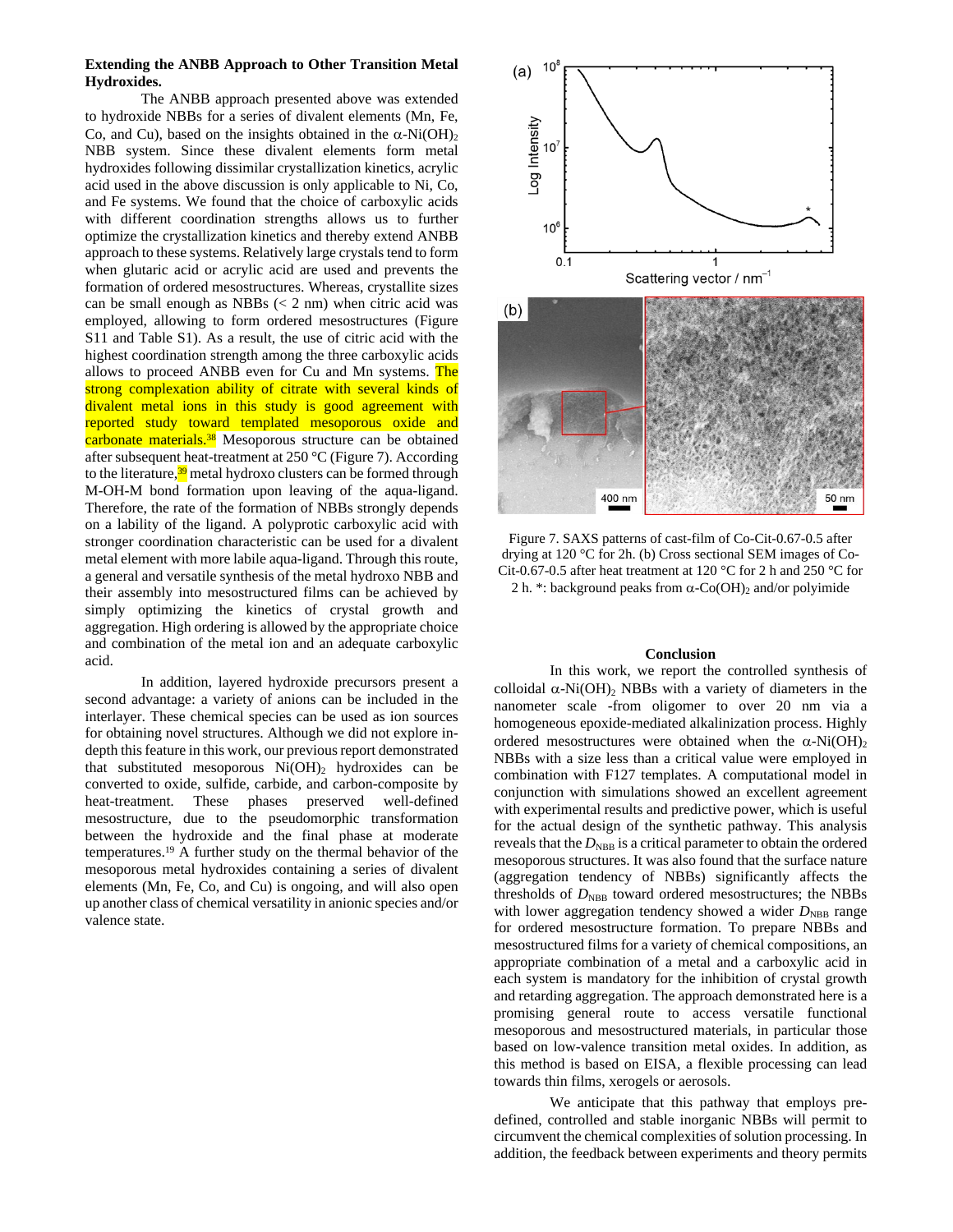**Extending the ANBB Approach to Other Transition Metal Hydroxides.**

The ANBB approach presented above was extended to hydroxide NBBs for a series of divalent elements (Mn, Fe, Co, and Cu), based on the insights obtained in the $\alpha$-$Ni(OH)_2$ NBB system. Since these divalent elements form metal hydroxides following dissimilar crystallization kinetics, acrylic acid used in the above discussion is only applicable to Ni, Co, and Fe systems. We found that the choice of carboxylic acids with different coordination strengths allows us to further optimize the crystallization kinetics and thereby extend ANBB approach to these systems. Relatively large crystals tend to form when glutaric acid or acrylic acid are used and prevents the formation of ordered mesostructures. Whereas, crystallite sizes can be small enough as NBBs (< 2 nm) when citric acid was employed, allowing to form ordered mesostructures (Figure S11 and Table S1). As a result, the use of citric acid with the highest coordination strength among the three carboxylic acids allows to proceed ANBB even for Cu and Mn systems. The strong complexation ability of citrate with several kinds of divalent metal ions in this study is good agreement with reported study toward templated mesoporous oxide and carbonate materials.[38] Mesoporous structure can be obtained after subsequent heat-treatment at 250 °C (Figure 7). According to the literature,[39] metal hydroxo clusters can be formed through M-OH-M bond formation upon leaving of the aqua-ligand. Therefore, the rate of the formation of NBBs strongly depends on a lability of the ligand. A polyprotic carboxylic acid with stronger coordination characteristic can be used for a divalent metal element with more labile aqua-ligand. Through this route, a general and versatile synthesis of the metal hydroxo NBB and their assembly into mesostructured films can be achieved by simply optimizing the kinetics of crystal growth and aggregation. High ordering is allowed by the appropriate choice and combination of the metal ion and an adequate carboxylic acid.

In addition, layered hydroxide precursors present a second advantage: a variety of anions can be included in the interlayer. These chemical species can be used as ion sources for obtaining novel structures. Although we did not explore in-depth this feature in this work, our previous report demonstrated that substituted mesoporous $Ni(OH)_2$ hydroxides can be converted to oxide, sulfide, carbide, and carbon-composite by heat-treatment. These phases preserved well-defined mesostructure, due to the pseudomorphic transformation between the hydroxide and the final phase at moderate temperatures.[19] A further study on the thermal behavior of the mesoporous metal hydroxides containing a series of divalent elements (Mn, Fe, Co, and Cu) is ongoing, and will also open up another class of chemical versatility in anionic species and/or valence state.

Figure 7. SAXS patterns of cast-film of Co-Cit-0.67-0.5 after drying at 120 °C for 2h. (b) Cross sectional SEM images of Co-Cit-0.67-0.5 after heat treatment at 120 °C for 2 h and 250 °C for 2 h. *: background peaks from $\alpha$-$Co(OH)_2$ and/or polyimide

## Conclusion

In this work, we report the controlled synthesis of colloidal $\alpha$-$Ni(OH)_2$ NBBs with a variety of diameters in the nanometer scale -from oligomer to over 20 nm via a homogeneous epoxide-mediated alkalinization process. Highly ordered mesostructures were obtained when the $\alpha$-$Ni(OH)_2$ NBBs with a size less than a critical value were employed in combination with F127 templates. A computational model in conjunction with simulations showed an excellent agreement with experimental results and predictive power, which is useful for the actual design of the synthetic pathway. This analysis reveals that the $D_{NBB}$ is a critical parameter to obtain the ordered mesoporous structures. It was also found that the surface nature (aggregation tendency of NBBs) significantly affects the thresholds of $D_{NBB}$ toward ordered mesostructures; the NBBs with lower aggregation tendency showed a wider $D_{NBB}$ range for ordered mesostructure formation. To prepare NBBs and mesostructured films for a variety of chemical compositions, an appropriate combination of a metal and a carboxylic acid in each system is mandatory for the inhibition of crystal growth and retarding aggregation. The approach demonstrated here is a promising general route to access versatile functional mesoporous and mesostructured materials, in particular those based on low-valence transition metal oxides. In addition, as this method is based on EISA, a flexible processing can lead towards thin films, xerogels or aerosols.

We anticipate that this pathway that employs pre-defined, controlled and stable inorganic NBBs will permit to circumvent the chemical complexities of solution processing. In addition, the feedback between experiments and theory permits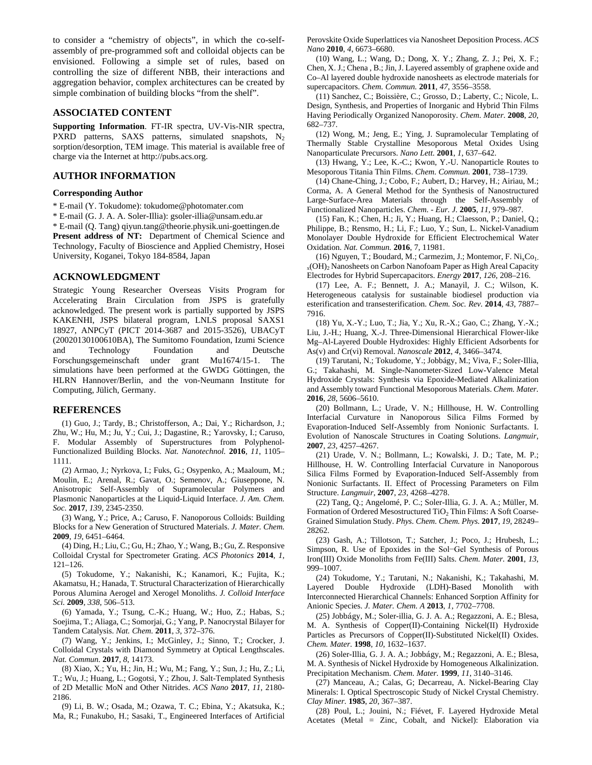to consider a "chemistry of objects", in which the co-self-assembly of pre-programmed soft and colloidal objects can be envisioned. Following a simple set of rules, based on controlling the size of different NBB, their interactions and aggregation behavior, complex architectures can be created by simple combination of building blocks "from the shelf".

## ASSOCIATED CONTENT

**Supporting Information**. FT-IR spectra, UV-Vis-NIR spectra, PXRD patterns, SAXS patterns, simulated snapshots, $N_2$ sorption/desorption, TEM image. This material is available free of charge via the Internet at http://pubs.acs.org.

## AUTHOR INFORMATION

### Corresponding Author

* E-mail (Y. Tokudome): tokudome@photomater.com

* E-mail (G. J. A. A. Soler-Illia): gsoler-illia@unsam.edu.ar

* E-mail (Q. Tang) qiyun.tang@theorie.physik.uni-goettingen.de

**Present address of NT:** Department of Chemical Science and Technology, Faculty of Bioscience and Applied Chemistry, Hosei University, Koganei, Tokyo 184-8584, Japan

## ACKNOWLEDGMENT

Strategic Young Researcher Overseas Visits Program for Accelerating Brain Circulation from JSPS is gratefully acknowledged. The present work is partially supported by JSPS KAKENHI, JSPS bilateral program, LNLS proposal SAXS1 18927, ANPCyT (PICT 2014-3687 and 2015-3526), UBACyT (20020130100610BA), The Sumitomo Foundation, Izumi Science and Technology Foundation and Deutsche Forschungsgemeinschaft under grant Mu1674/15-1. The simulations have been performed at the GWDG Göttingen, the HLRN Hannover/Berlin, and the von-Neumann Institute for Computing, Jülich, Germany.

## REFERENCES

(1) Guo, J.; Tardy, B.; Christofferson, A.; Dai, Y.; Richardson, J.; Zhu, W.; Hu, M.; Ju, Y.; Cui, J.; Dagastine, R.; Yarovsky, I.; Caruso, F. Modular Assembly of Superstructures from Polyphenol-Functionalized Building Blocks. *Nat. Nanotechnol.* **2016**, *11*, 1105–1111.

(2) Armao, J.; Nyrkova, I.; Fuks, G.; Osypenko, A.; Maaloum, M.; Moulin, E.; Arenal, R.; Gavat, O.; Semenov, A.; Giuseppone, N. Anisotropic Self-Assembly of Supramolecular Polymers and Plasmonic Nanoparticles at the Liquid-Liquid Interface. *J. Am. Chem. Soc.* **2017**, *139*, 2345-2350.

(3) Wang, Y.; Price, A.; Caruso, F. Nanoporous Colloids: Building Blocks for a New Generation of Structured Materials. *J. Mater. Chem.* **2009**, *19*, 6451–6464.

(4) Ding, H.; Liu, C.; Gu, H.; Zhao, Y.; Wang, B.; Gu, Z. Responsive Colloidal Crystal for Spectrometer Grating. *ACS Photonics* **2014**, *1*, 121–126.

(5) Tokudome, Y.; Nakanishi, K.; Kanamori, K.; Fujita, K.; Akamatsu, H.; Hanada, T. Structural Characterization of Hierarchically Porous Alumina Aerogel and Xerogel Monoliths. *J. Colloid Interface Sci.* **2009**, *338*, 506–513.

(6) Yamada, Y.; Tsung, C.-K.; Huang, W.; Huo, Z.; Habas, S.; Soejima, T.; Aliaga, C.; Somorjai, G.; Yang, P. Nanocrystal Bilayer for Tandem Catalysis. *Nat. Chem.* **2011**, *3*, 372–376.

(7) Wang, Y.; Jenkins, I.; McGinley, J.; Sinno, T.; Crocker, J. Colloidal Crystals with Diamond Symmetry at Optical Lengthscales. *Nat. Commun.* **2017**, *8*, 14173.

(8) Xiao, X.; Yu, H.; Jin, H.; Wu, M.; Fang, Y.; Sun, J.; Hu, Z.; Li, T.; Wu, J.; Huang, L.; Gogotsi, Y.; Zhou, J. Salt-Templated Synthesis of 2D Metallic MoN and Other Nitrides. *ACS Nano* **2017**, *11*, 2180-2186.

(9) Li, B. W.; Osada, M.; Ozawa, T. C.; Ebina, Y.; Akatsuka, K.; Ma, R.; Funakubo, H.; Sasaki, T., Engineered Interfaces of Artificial Perovskite Oxide Superlattices via Nanosheet Deposition Process. *ACS Nano* **2010**, *4*, 6673–6680.

(10) Wang, L.; Wang, D.; Dong, X. Y.; Zhang, Z. J.; Pei, X. F.; Chen, X. J.; Chena , B.; Jin, J. Layered assembly of graphene oxide and Co–Al layered double hydroxide nanosheets as electrode materials for supercapacitors. *Chem. Commun.* **2011**, *47*, 3556–3558.

(11) Sanchez, C.; Boissière, C.; Grosso, D.; Laberty, C.; Nicole, L. Design, Synthesis, and Properties of Inorganic and Hybrid Thin Films Having Periodically Organized Nanoporosity. *Chem. Mater.* **2008**, *20*, 682–737.

(12) Wong, M.; Jeng, E.; Ying, J. Supramolecular Templating of Thermally Stable Crystalline Mesoporous Metal Oxides Using Nanoparticulate Precursors. *Nano Lett.* **2001**, *1*, 637–642.

(13) Hwang, Y.; Lee, K.-C.; Kwon, Y.-U. Nanoparticle Routes to Mesoporous Titania Thin Films. *Chem. Commun.* **2001**, 738–1739.

(14) Chane-Ching, J.; Cobo, F.; Aubert, D.; Harvey, H.; Airiau, M.; Corma, A. A General Method for the Synthesis of Nanostructured Large-Surface-Area Materials through the Self-Assembly of Functionalized Nanoparticles. *Chem. - Eur. J.* **2005**, *11*, 979–987.

(15) Fan, K.; Chen, H.; Ji, Y.; Huang, H.; Claesson, P.; Daniel, Q.; Philippe, B.; Rensmo, H.; Li, F.; Luo, Y.; Sun, L. Nickel-Vanadium Monolayer Double Hydroxide for Efficient Electrochemical Water Oxidation. *Nat. Commun.* **2016**, 7, 11981.

(16) Nguyen, T.; Boudard, M.; Carmezim, J.; Montemor, F. $Ni_xCo_{1-x}(OH)_2$ Nanosheets on Carbon Nanofoam Paper as High Areal Capacity Electrodes for Hybrid Supercapacitors. *Energy* **2017**, *126*, 208–216.

(17) Lee, A. F.; Bennett, J. A.; Manayil, J. C.; Wilson, K. Heterogeneous catalysis for sustainable biodiesel production via esterification and transesterification. *Chem. Soc. Rev.* **2014**, *43*, 7887–7916.

(18) Yu, X.-Y.; Luo, T.; Jia, Y.; Xu, R.-X.; Gao, C.; Zhang, Y.-X.; Liu, J.-H.; Huang, X.-J. Three-Dimensional Hierarchical Flower-like Mg–Al-Layered Double Hydroxides: Highly Efficient Adsorbents for As(v) and Cr(vi) Removal. *Nanoscale* **2012**, *4*, 3466–3474.

(19) Tarutani, N.; Tokudome, Y.; Jobbágy, M.; Viva, F.; Soler-Illia, G.; Takahashi, M. Single-Nanometer-Sized Low-Valence Metal Hydroxide Crystals: Synthesis via Epoxide-Mediated Alkalinization and Assembly toward Functional Mesoporous Materials. *Chem. Mater.* **2016**, *28*, 5606–5610.

(20) Bollmann, L.; Urade, V. N.; Hillhouse, H. W. Controlling Interfacial Curvature in Nanoporous Silica Films Formed by Evaporation-Induced Self-Assembly from Nonionic Surfactants. I. Evolution of Nanoscale Structures in Coating Solutions. *Langmuir*, **2007**, *23*, 4257–4267.

(21) Urade, V. N.; Bollmann, L.; Kowalski, J. D.; Tate, M. P.; Hillhouse, H. W. Controlling Interfacial Curvature in Nanoporous Silica Films Formed by Evaporation-Induced Self-Assembly from Nonionic Surfactants. II. Effect of Processing Parameters on Film Structure. *Langmuir*, **2007**, *23*, 4268–4278.

(22) Tang, Q.; Angelomé, P. C.; Soler-Illia, G. J. A. A.; Müller, M. Formation of Ordered Mesostructured $TiO_2$ Thin Films: A Soft Coarse-Grained Simulation Study. *Phys. Chem. Chem. Phys.* **2017**, *19*, 28249–28262.

(23) Gash, A.; Tillotson, T.; Satcher, J.; Poco, J.; Hrubesh, L.; Simpson, R. Use of Epoxides in the Sol−Gel Synthesis of Porous Iron(III) Oxide Monoliths from Fe(III) Salts. *Chem. Mater.* **2001**, *13*, 999–1007.

(24) Tokudome, Y.; Tarutani, N.; Nakanishi, K.; Takahashi, M. Layered Double Hydroxide (LDH)-Based Monolith with Interconnected Hierarchical Channels: Enhanced Sorption Affinity for Anionic Species. *J. Mater. Chem. A* **2013**, *1*, 7702–7708.

(25) Jobbágy, M.; Soler-illia, G. J. A. A.; Regazzoni, A. E.; Blesa, M. A. Synthesis of Copper(II)-Containing Nickel(II) Hydroxide Particles as Precursors of Copper(II)-Substituted Nickel(II) Oxides. *Chem. Mater.* **1998**, *10*, 1632–1637.

(26) Soler-Illia, G. J. A. A.; Jobbágy, M.; Regazzoni, A. E.; Blesa, M. A. Synthesis of Nickel Hydroxide by Homogeneous Alkalinization. Precipitation Mechanism. *Chem. Mater.* **1999**, *11*, 3140–3146.

(27) Manceau, A.; Calas, G; Decarreau, A. Nickel-Bearing Clay Minerals: I. Optical Spectroscopic Study of Nickel Crystal Chemistry. *Clay Miner.* **1985**, *20*, 367–387.

(28) Poul, L.; Jouini, N.; Fiévet, F. Layered Hydroxide Metal Acetates (Metal = Zinc, Cobalt, and Nickel): Elaboration via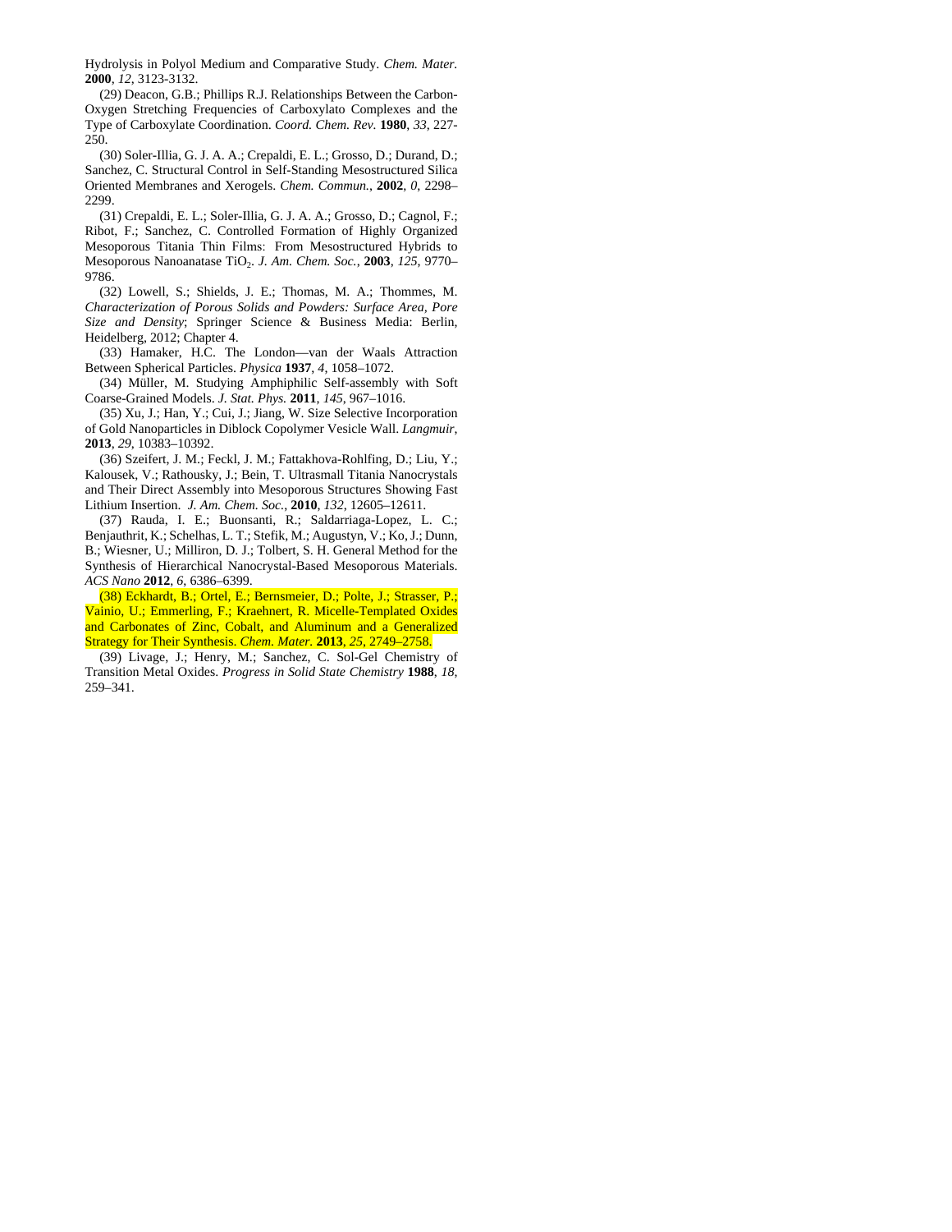Hydrolysis in Polyol Medium and Comparative Study. *Chem. Mater.* **2000**, *12*, 3123-3132.

(29) Deacon, G.B.; Phillips R.J. Relationships Between the Carbon-Oxygen Stretching Frequencies of Carboxylato Complexes and the Type of Carboxylate Coordination. *Coord. Chem. Rev.* **1980**, *33*, 227-250.

(30) Soler-Illia, G. J. A. A.; Crepaldi, E. L.; Grosso, D.; Durand, D.; Sanchez, C. Structural Control in Self-Standing Mesostructured Silica Oriented Membranes and Xerogels. *Chem. Commun.*, **2002**, *0*, 2298–2299.

(31) Crepaldi, E. L.; Soler-Illia, G. J. A. A.; Grosso, D.; Cagnol, F.; Ribot, F.; Sanchez, C. Controlled Formation of Highly Organized Mesoporous Titania Thin Films: From Mesostructured Hybrids to Mesoporous Nanoanatase $TiO_2$. *J. Am. Chem. Soc.*, **2003**, *125*, 9770–9786.

(32) Lowell, S.; Shields, J. E.; Thomas, M. A.; Thommes, M. *Characterization of Porous Solids and Powders: Surface Area, Pore Size and Density*; Springer Science & Business Media: Berlin, Heidelberg, 2012; Chapter 4.

(33) Hamaker, H.C. The London—van der Waals Attraction Between Spherical Particles. *Physica* **1937**, *4*, 1058–1072.

(34) Müller, M. Studying Amphiphilic Self-assembly with Soft Coarse-Grained Models. *J. Stat. Phys.* **2011**, *145*, 967–1016.

(35) Xu, J.; Han, Y.; Cui, J.; Jiang, W. Size Selective Incorporation of Gold Nanoparticles in Diblock Copolymer Vesicle Wall. *Langmuir*, **2013**, *29*, 10383–10392.

(36) Szeifert, J. M.; Feckl, J. M.; Fattakhova-Rohlfing, D.; Liu, Y.; Kalousek, V.; Rathousky, J.; Bein, T. Ultrasmall Titania Nanocrystals and Their Direct Assembly into Mesoporous Structures Showing Fast Lithium Insertion. *J. Am. Chem. Soc.*, **2010**, *132*, 12605–12611.

(37) Rauda, I. E.; Buonsanti, R.; Saldarriaga-Lopez, L. C.; Benjauthrit, K.; Schelhas, L. T.; Stefik, M.; Augustyn, V.; Ko, J.; Dunn, B.; Wiesner, U.; Milliron, D. J.; Tolbert, S. H. General Method for the Synthesis of Hierarchical Nanocrystal-Based Mesoporous Materials. *ACS Nano* **2012**, *6*, 6386–6399.

(38) Eckhardt, B.; Ortel, E.; Bernsmeier, D.; Polte, J.; Strasser, P.; Vainio, U.; Emmerling, F.; Kraehnert, R. Micelle-Templated Oxides and Carbonates of Zinc, Cobalt, and Aluminum and a Generalized Strategy for Their Synthesis. *Chem. Mater.* **2013**, *25*, 2749–2758.

(39) Livage, J.; Henry, M.; Sanchez, C. Sol-Gel Chemistry of Transition Metal Oxides. *Progress in Solid State Chemistry* **1988**, *18*, 259–341.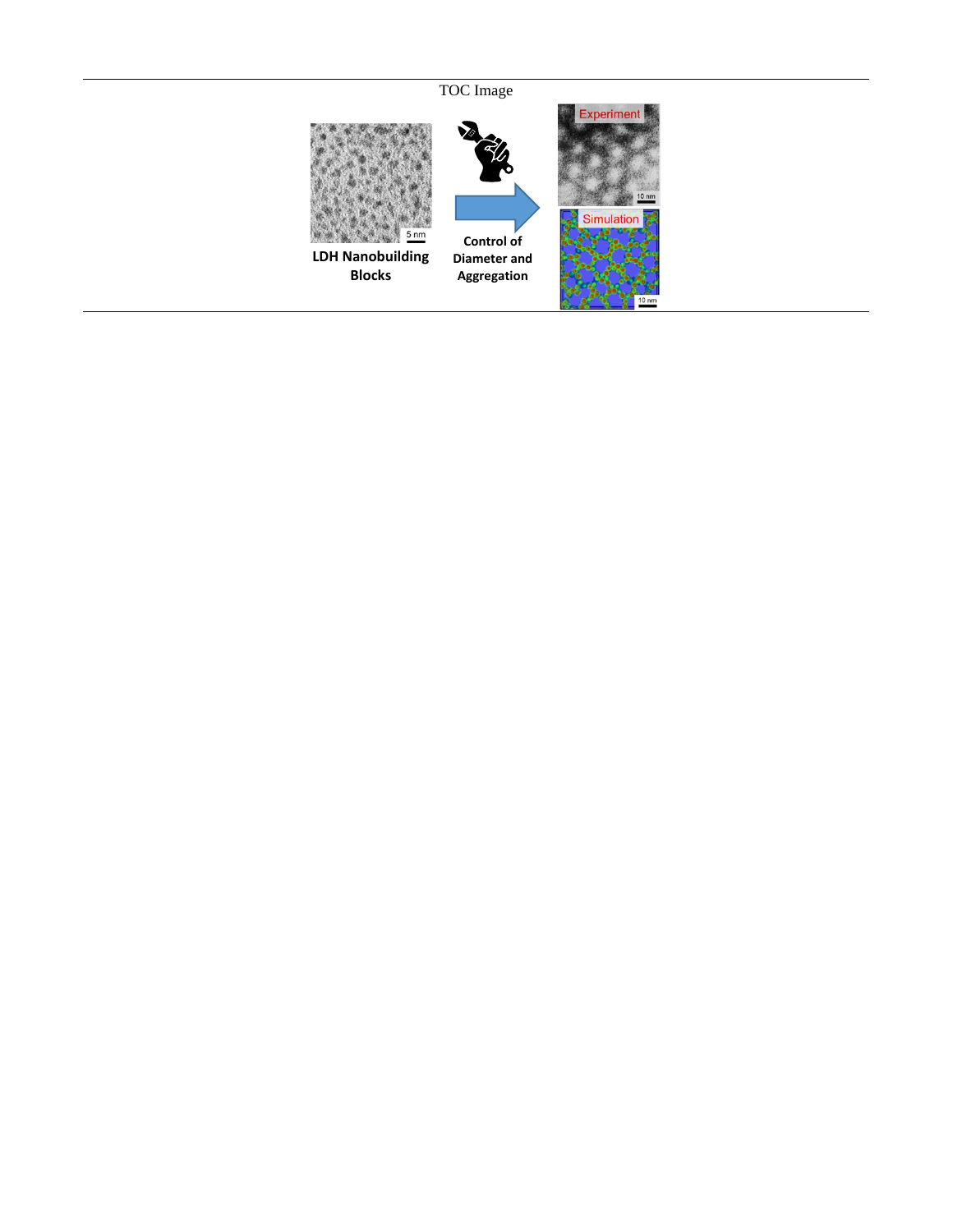TOC Image

5 nm

LDH Nanobuilding Blocks

Control of Diameter and Aggregation

Experiment

10 nm

Simulation

10 nm